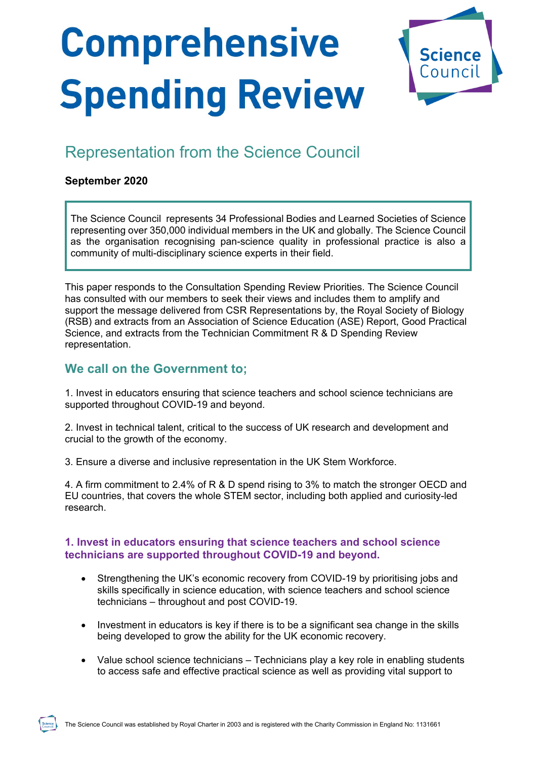# Comprehensive Spending Review

## Representation from the Science Council

**September 2020**

The Science Council represents 34 Professional Bodies and Learned Societies of Science representing over 350,000 individual members in the UK and globally. The Science Council as the organisation recognising pan-science quality in professional practice is also a community of multi-disciplinary science experts in their field.

This paper responds to the Consultation Spending Review Priorities. The Science Council has consulted with our members to seek their views and includes them to amplify and support the message delivered from CSR Representations by, the Royal Society of Biology (RSB) and extracts from an Association of Science Education (ASE) Report, Good Practical Science, and extracts from the Technician Commitment R & D Spending Review representation.

### We call on the Government to;

1. Invest in educators ensuring that science teachers and school science technicians are supported throughout COVID-19 and beyond.

2. Invest in technical talent, critical to the success of UK research and development and crucial to the growth of the economy.

3. Ensure a diverse and inclusive representation in the UK Stem Workforce.

4. A firm commitment to 2.4% of R & D spend rising to 3% to match the stronger OECD and EU countries, that covers the whole STEM sector, including both applied and curiosity-led research.

### 1. Invest in educators ensuring that science teachers and school science technicians are supported throughout COVID-19 and beyond.

- Strengthening the UK's economic recovery from COVID-19 by prioritising jobs and skills specifically in science education, with science teachers and school science technicians – throughout and post COVID-19.

- Investment in educators is key if there is to be a significant sea change in the skills being developed to grow the ability for the UK economic recovery.

- Value school science technicians – Technicians play a key role in enabling students to access safe and effective practical science as well as providing vital support to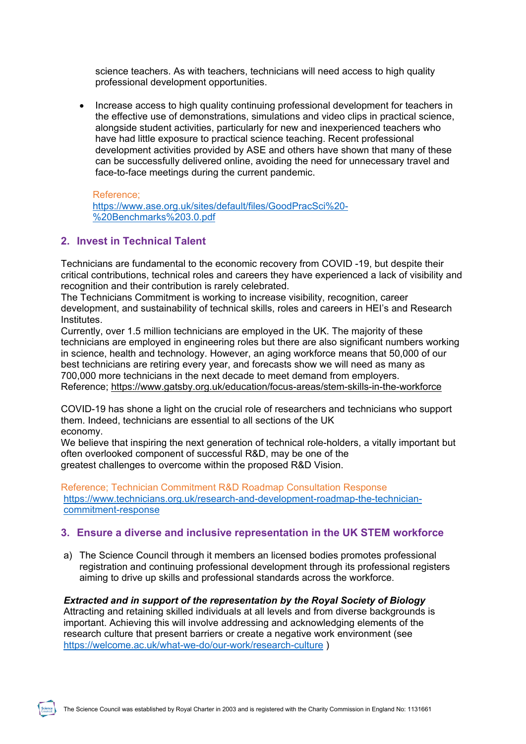science teachers. As with teachers, technicians will need access to high quality professional development opportunities.

- Increase access to high quality continuing professional development for teachers in the effective use of demonstrations, simulations and video clips in practical science, alongside student activities, particularly for new and inexperienced teachers who have had little exposure to practical science teaching. Recent professional development activities provided by ASE and others have shown that many of these can be successfully delivered online, avoiding the need for unnecessary travel and face-to-face meetings during the current pandemic.

  Reference;
  https://www.ase.org.uk/sites/default/files/GoodPracSci%20-%20Benchmarks%203.0.pdf

## 2. Invest in Technical Talent

Technicians are fundamental to the economic recovery from COVID -19, but despite their critical contributions, technical roles and careers they have experienced a lack of visibility and recognition and their contribution is rarely celebrated.
The Technicians Commitment is working to increase visibility, recognition, career development, and sustainability of technical skills, roles and careers in HEI's and Research Institutes.
Currently, over 1.5 million technicians are employed in the UK. The majority of these technicians are employed in engineering roles but there are also significant numbers working in science, health and technology. However, an aging workforce means that 50,000 of our best technicians are retiring every year, and forecasts show we will need as many as 700,000 more technicians in the next decade to meet demand from employers.
Reference; https://www.gatsby.org.uk/education/focus-areas/stem-skills-in-the-workforce

COVID-19 has shone a light on the crucial role of researchers and technicians who support them. Indeed, technicians are essential to all sections of the UK economy.
We believe that inspiring the next generation of technical role-holders, a vitally important but often overlooked component of successful R&D, may be one of the greatest challenges to overcome within the proposed R&D Vision.

Reference; Technician Commitment R&D Roadmap Consultation Response
https://www.technicians.org.uk/research-and-development-roadmap-the-technician-commitment-response

## 3. Ensure a diverse and inclusive representation in the UK STEM workforce

a) The Science Council through it members an licensed bodies promotes professional registration and continuing professional development through its professional registers aiming to drive up skills and professional standards across the workforce.

***Extracted and in support of the representation by the Royal Society of Biology***
Attracting and retaining skilled individuals at all levels and from diverse backgrounds is important. Achieving this will involve addressing and acknowledging elements of the research culture that present barriers or create a negative work environment (see https://welcome.ac.uk/what-we-do/our-work/research-culture )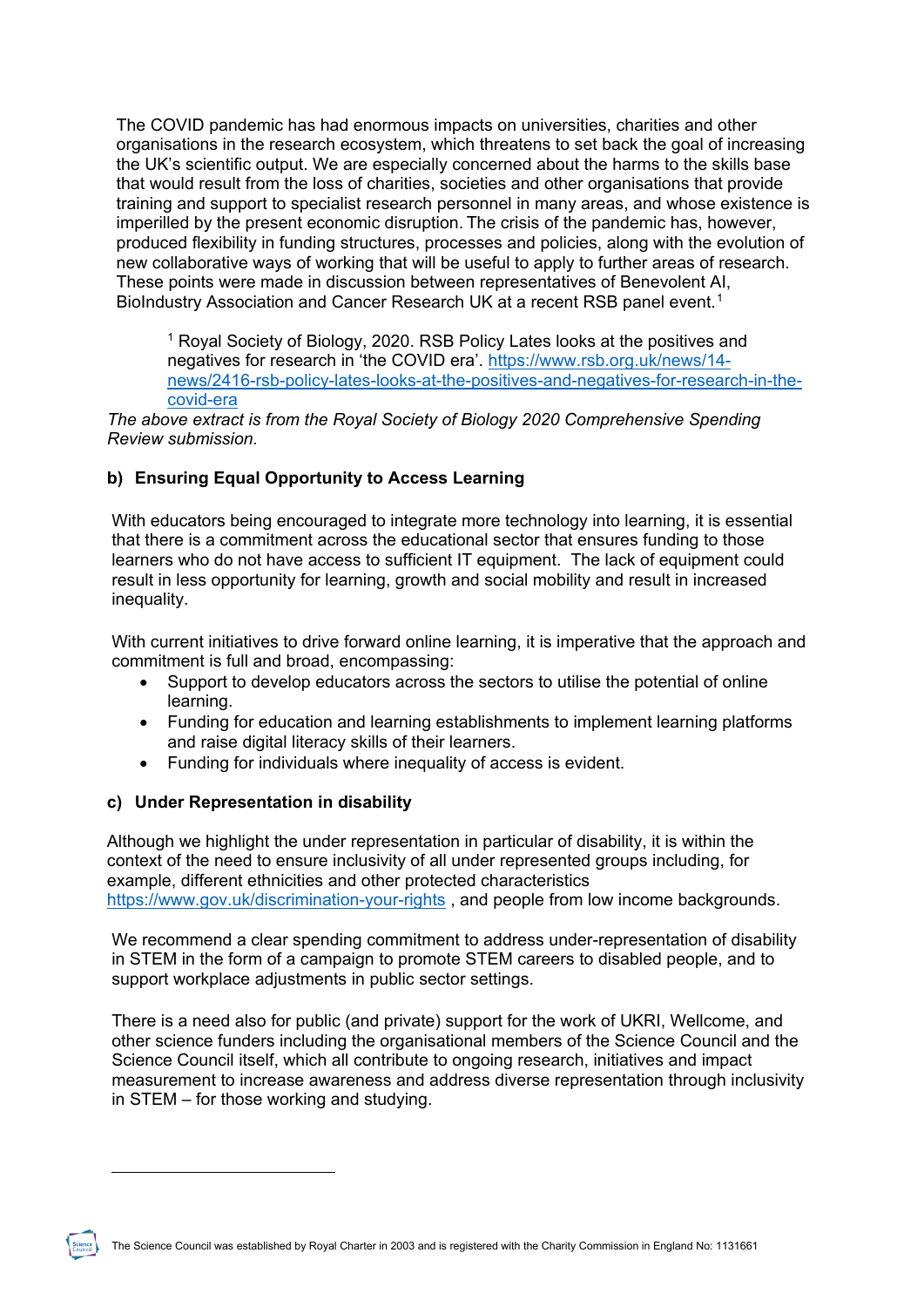The COVID pandemic has had enormous impacts on universities, charities and other organisations in the research ecosystem, which threatens to set back the goal of increasing the UK's scientific output. We are especially concerned about the harms to the skills base that would result from the loss of charities, societies and other organisations that provide training and support to specialist research personnel in many areas, and whose existence is imperilled by the present economic disruption. The crisis of the pandemic has, however, produced flexibility in funding structures, processes and policies, along with the evolution of new collaborative ways of working that will be useful to apply to further areas of research. These points were made in discussion between representatives of Benevolent AI, BioIndustry Association and Cancer Research UK at a recent RSB panel event.[1]

> [1] Royal Society of Biology, 2020. RSB Policy Lates looks at the positives and negatives for research in 'the COVID era'. https://www.rsb.org.uk/news/14-news/2416-rsb-policy-lates-looks-at-the-positives-and-negatives-for-research-in-the-covid-era

*The above extract is from the Royal Society of Biology 2020 Comprehensive Spending Review submission.*

### b) Ensuring Equal Opportunity to Access Learning

With educators being encouraged to integrate more technology into learning, it is essential that there is a commitment across the educational sector that ensures funding to those learners who do not have access to sufficient IT equipment. The lack of equipment could result in less opportunity for learning, growth and social mobility and result in increased inequality.

With current initiatives to drive forward online learning, it is imperative that the approach and commitment is full and broad, encompassing:

- Support to develop educators across the sectors to utilise the potential of online learning.
- Funding for education and learning establishments to implement learning platforms and raise digital literacy skills of their learners.
- Funding for individuals where inequality of access is evident.

### c) Under Representation in disability

Although we highlight the under representation in particular of disability, it is within the context of the need to ensure inclusivity of all under represented groups including, for example, different ethnicities and other protected characteristics https://www.gov.uk/discrimination-your-rights , and people from low income backgrounds.

We recommend a clear spending commitment to address under-representation of disability in STEM in the form of a campaign to promote STEM careers to disabled people, and to support workplace adjustments in public sector settings.

There is a need also for public (and private) support for the work of UKRI, Wellcome, and other science funders including the organisational members of the Science Council and the Science Council itself, which all contribute to ongoing research, initiatives and impact measurement to increase awareness and address diverse representation through inclusivity in STEM – for those working and studying.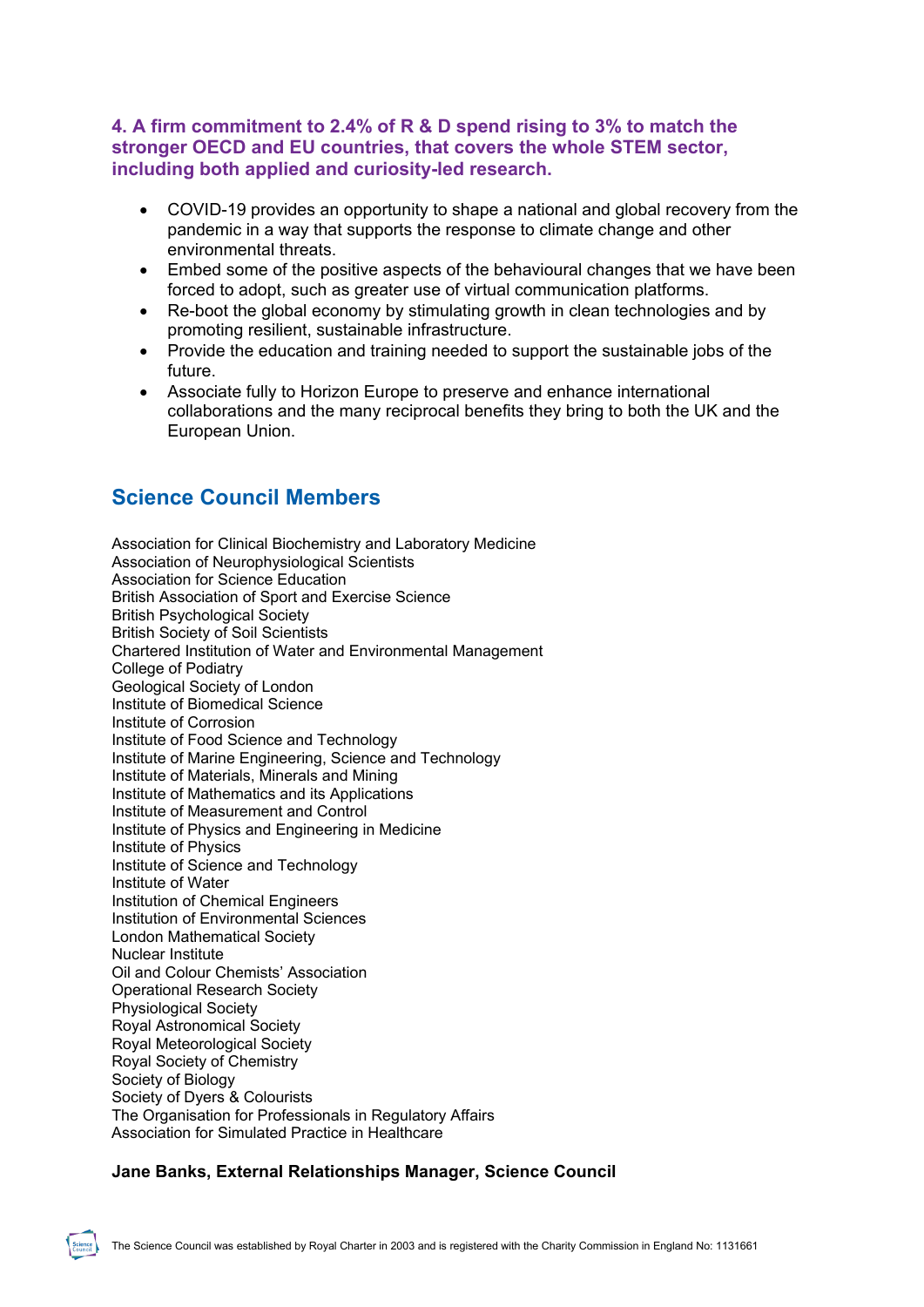### 4. A firm commitment to 2.4% of R & D spend rising to 3% to match the stronger OECD and EU countries, that covers the whole STEM sector, including both applied and curiosity-led research.

- COVID-19 provides an opportunity to shape a national and global recovery from the pandemic in a way that supports the response to climate change and other environmental threats.
- Embed some of the positive aspects of the behavioural changes that we have been forced to adopt, such as greater use of virtual communication platforms.
- Re-boot the global economy by stimulating growth in clean technologies and by promoting resilient, sustainable infrastructure.
- Provide the education and training needed to support the sustainable jobs of the future.
- Associate fully to Horizon Europe to preserve and enhance international collaborations and the many reciprocal benefits they bring to both the UK and the European Union.

## Science Council Members

Association for Clinical Biochemistry and Laboratory Medicine
Association of Neurophysiological Scientists
Association for Science Education
British Association of Sport and Exercise Science
British Psychological Society
British Society of Soil Scientists
Chartered Institution of Water and Environmental Management
College of Podiatry
Geological Society of London
Institute of Biomedical Science
Institute of Corrosion
Institute of Food Science and Technology
Institute of Marine Engineering, Science and Technology
Institute of Materials, Minerals and Mining
Institute of Mathematics and its Applications
Institute of Measurement and Control
Institute of Physics and Engineering in Medicine
Institute of Physics
Institute of Science and Technology
Institute of Water
Institution of Chemical Engineers
Institution of Environmental Sciences
London Mathematical Society
Nuclear Institute
Oil and Colour Chemists' Association
Operational Research Society
Physiological Society
Royal Astronomical Society
Royal Meteorological Society
Royal Society of Chemistry
Society of Biology
Society of Dyers & Colourists
The Organisation for Professionals in Regulatory Affairs
Association for Simulated Practice in Healthcare

**Jane Banks, External Relationships Manager, Science Council**

The Science Council was established by Royal Charter in 2003 and is registered with the Charity Commission in England No: 1131661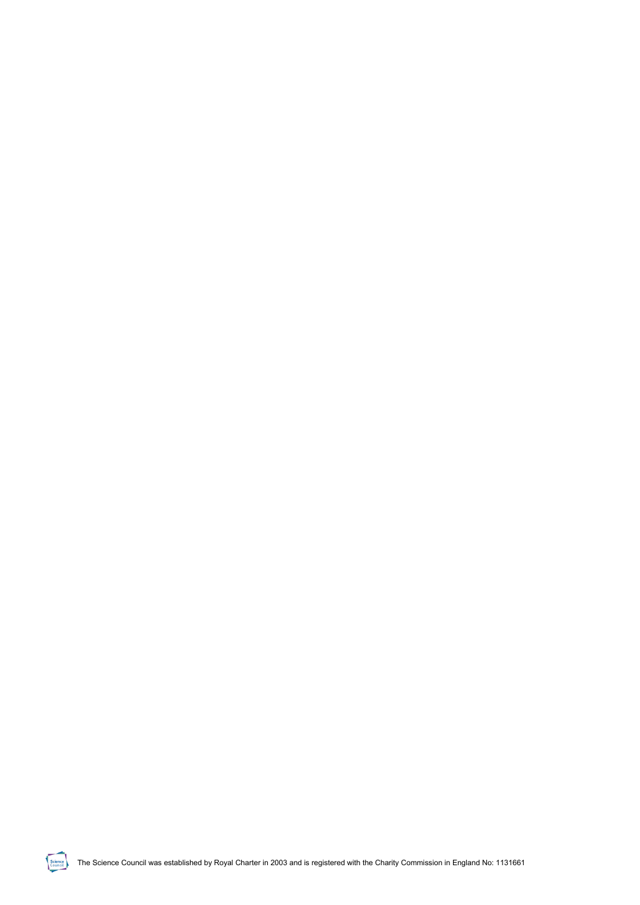The Science Council was established by Royal Charter in 2003 and is registered with the Charity Commission in England No: 1131661